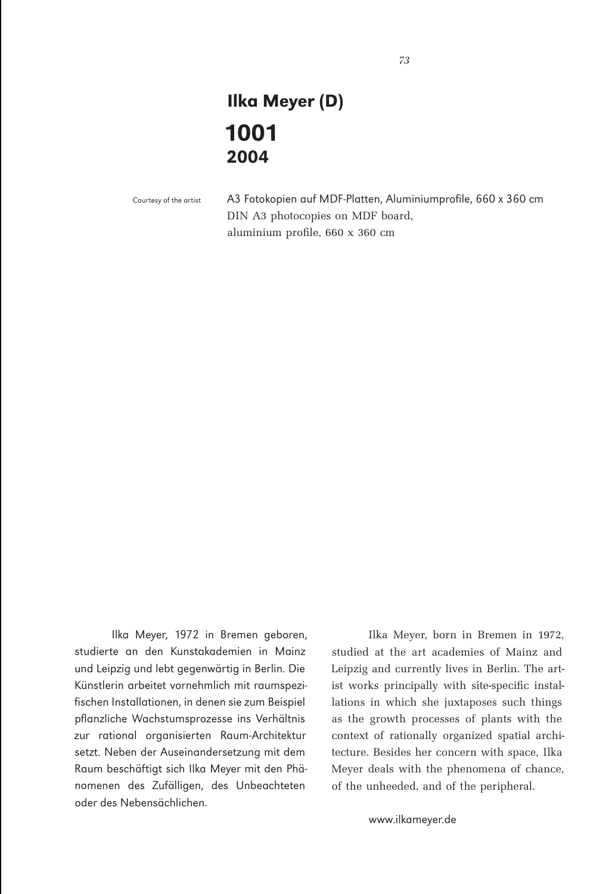# Ilka Meyer (D)

## 1001

### 2004

Courtesy of the artist

A3 Fotokopien auf MDF-Platten, Aluminiumprofile, 660 x 360 cm
DIN A3 photocopies on MDF board,
aluminium profile, 660 x 360 cm

Ilka Meyer, 1972 in Bremen geboren, studierte an den Kunstakademien in Mainz und Leipzig und lebt gegenwärtig in Berlin. Die Künstlerin arbeitet vornehmlich mit raumspezifischen Installationen, in denen sie zum Beispiel pflanzliche Wachstumsprozesse ins Verhältnis zur rational organisierten Raum-Architektur setzt. Neben der Auseinandersetzung mit dem Raum beschäftigt sich Ilka Meyer mit den Phänomenen des Zufälligen, des Unbeachteten oder des Nebensächlichen.

Ilka Meyer, born in Bremen in 1972, studied at the art academies of Mainz and Leipzig and currently lives in Berlin. The artist works principally with site-specific installations in which she juxtaposes such things as the growth processes of plants with the context of rationally organized spatial architecture. Besides her concern with space, Ilka Meyer deals with the phenomena of chance, of the unheeded, and of the peripheral.

www.ilkameyer.de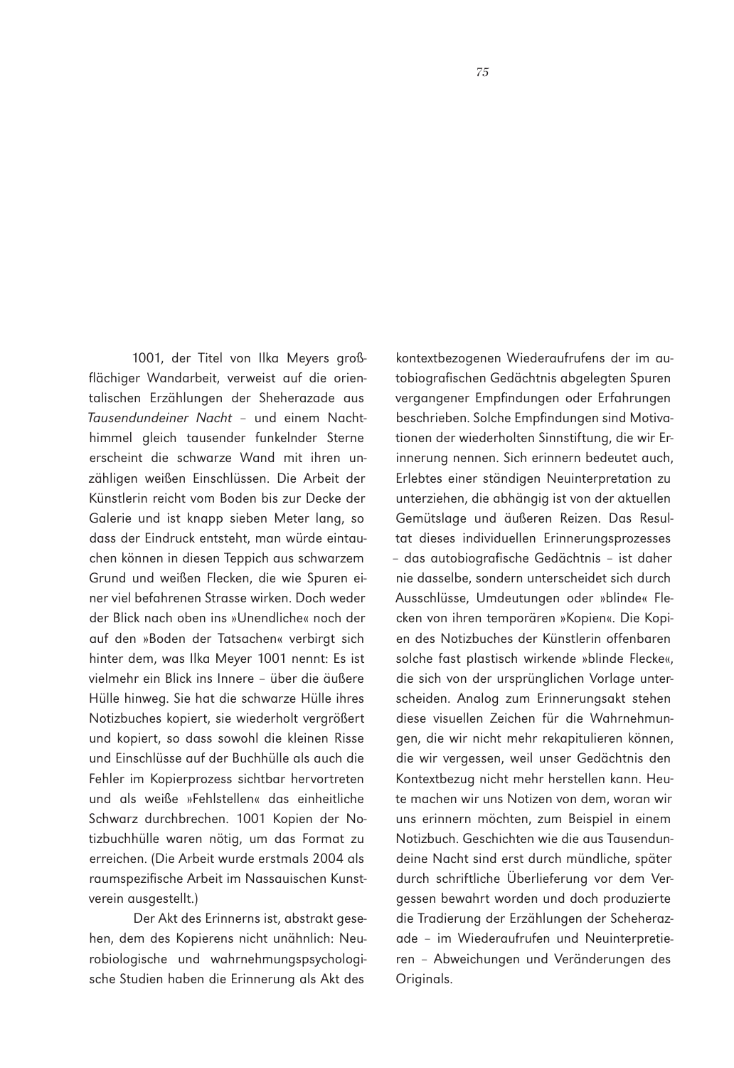1001, der Titel von Ilka Meyers großflächiger Wandarbeit, verweist auf die orientalischen Erzählungen der Sheherazade aus *Tausendundeiner Nacht* – und einem Nachthimmel gleich tausender funkelnder Sterne erscheint die schwarze Wand mit ihren unzähligen weißen Einschlüssen. Die Arbeit der Künstlerin reicht vom Boden bis zur Decke der Galerie und ist knapp sieben Meter lang, so dass der Eindruck entsteht, man würde eintauchen können in diesen Teppich aus schwarzem Grund und weißen Flecken, die wie Spuren einer viel befahrenen Strasse wirken. Doch weder der Blick nach oben ins »Unendliche« noch der auf den »Boden der Tatsachen« verbirgt sich hinter dem, was Ilka Meyer 1001 nennt: Es ist vielmehr ein Blick ins Innere – über die äußere Hülle hinweg. Sie hat die schwarze Hülle ihres Notizbuches kopiert, sie wiederholt vergrößert und kopiert, so dass sowohl die kleinen Risse und Einschlüsse auf der Buchhülle als auch die Fehler im Kopierprozess sichtbar hervortreten und als weiße »Fehlstellen« das einheitliche Schwarz durchbrechen. 1001 Kopien der Notizbuchhülle waren nötig, um das Format zu erreichen. (Die Arbeit wurde erstmals 2004 als raumspezifische Arbeit im Nassauischen Kunstverein ausgestellt.)

Der Akt des Erinnerns ist, abstrakt gesehen, dem des Kopierens nicht unähnlich: Neurobiologische und wahrnehmungspsychologische Studien haben die Erinnerung als Akt des kontextbezogenen Wiederaufrufens der im autobiografischen Gedächtnis abgelegten Spuren vergangener Empfindungen oder Erfahrungen beschrieben. Solche Empfindungen sind Motivationen der wiederholten Sinnstiftung, die wir Erinnerung nennen. Sich erinnern bedeutet auch, Erlebtes einer ständigen Neuinterpretation zu unterziehen, die abhängig ist von der aktuellen Gemütslage und äußeren Reizen. Das Resultat dieses individuellen Erinnerungsprozesses – das autobiografische Gedächtnis – ist daher nie dasselbe, sondern unterscheidet sich durch Ausschlüsse, Umdeutungen oder »blinde« Flecken von ihren temporären »Kopien«. Die Kopien des Notizbuches der Künstlerin offenbaren solche fast plastisch wirkende »blinde Flecke«, die sich von der ursprünglichen Vorlage unterscheiden. Analog zum Erinnerungsakt stehen diese visuellen Zeichen für die Wahrnehmungen, die wir nicht mehr rekapitulieren können, die wir vergessen, weil unser Gedächtnis den Kontextbezug nicht mehr herstellen kann. Heute machen wir uns Notizen von dem, woran wir uns erinnern möchten, zum Beispiel in einem Notizbuch. Geschichten wie die aus Tausendundeine Nacht sind erst durch mündliche, später durch schriftliche Überlieferung vor dem Vergessen bewahrt worden und doch produzierte die Tradierung der Erzählungen der Scheherazade – im Wiederaufrufen und Neuinterpretieren – Abweichungen und Veränderungen des Originals.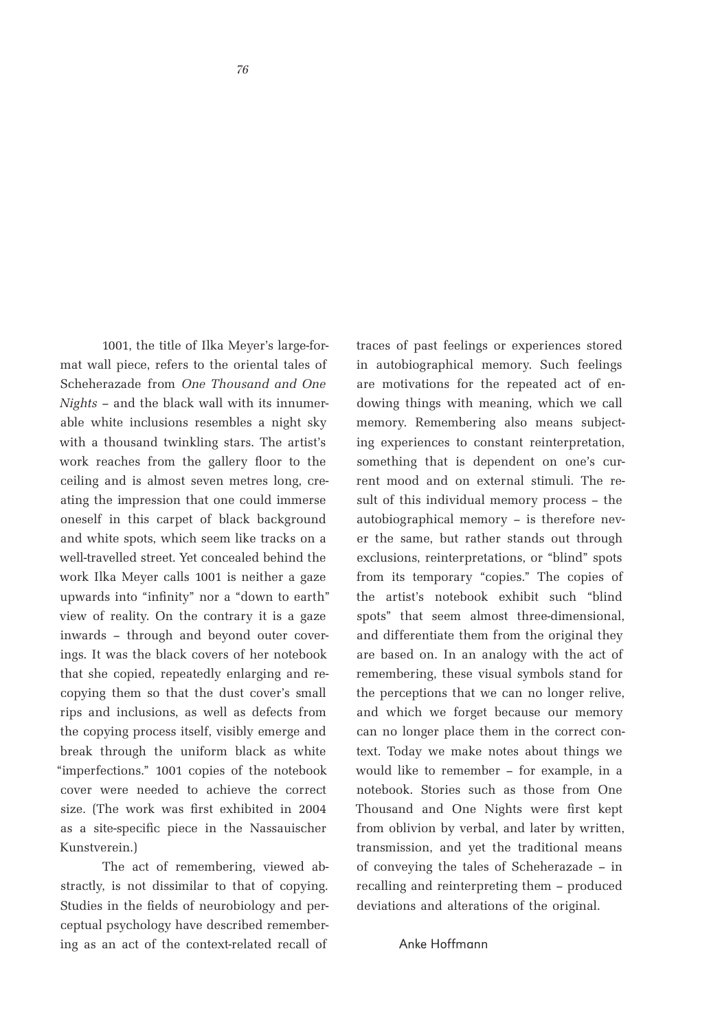1001, the title of Ilka Meyer's large-format wall piece, refers to the oriental tales of Scheherazade from *One Thousand and One Nights* – and the black wall with its innumerable white inclusions resembles a night sky with a thousand twinkling stars. The artist's work reaches from the gallery floor to the ceiling and is almost seven metres long, creating the impression that one could immerse oneself in this carpet of black background and white spots, which seem like tracks on a well-travelled street. Yet concealed behind the work Ilka Meyer calls 1001 is neither a gaze upwards into "infinity" nor a "down to earth" view of reality. On the contrary it is a gaze inwards – through and beyond outer coverings. It was the black covers of her notebook that she copied, repeatedly enlarging and re-copying them so that the dust cover's small rips and inclusions, as well as defects from the copying process itself, visibly emerge and break through the uniform black as white "imperfections." 1001 copies of the notebook cover were needed to achieve the correct size. (The work was first exhibited in 2004 as a site-specific piece in the Nassauischer Kunstverein.)

The act of remembering, viewed abstractly, is not dissimilar to that of copying. Studies in the fields of neurobiology and perceptual psychology have described remembering as an act of the context-related recall of traces of past feelings or experiences stored in autobiographical memory. Such feelings are motivations for the repeated act of endowing things with meaning, which we call memory. Remembering also means subjecting experiences to constant reinterpretation, something that is dependent on one's current mood and on external stimuli. The result of this individual memory process – the autobiographical memory – is therefore never the same, but rather stands out through exclusions, reinterpretations, or "blind" spots from its temporary "copies." The copies of the artist's notebook exhibit such "blind spots" that seem almost three-dimensional, and differentiate them from the original they are based on. In an analogy with the act of remembering, these visual symbols stand for the perceptions that we can no longer relive, and which we forget because our memory can no longer place them in the correct context. Today we make notes about things we would like to remember – for example, in a notebook. Stories such as those from One Thousand and One Nights were first kept from oblivion by verbal, and later by written, transmission, and yet the traditional means of conveying the tales of Scheherazade – in recalling and reinterpreting them – produced deviations and alterations of the original.

Anke Hoffmann